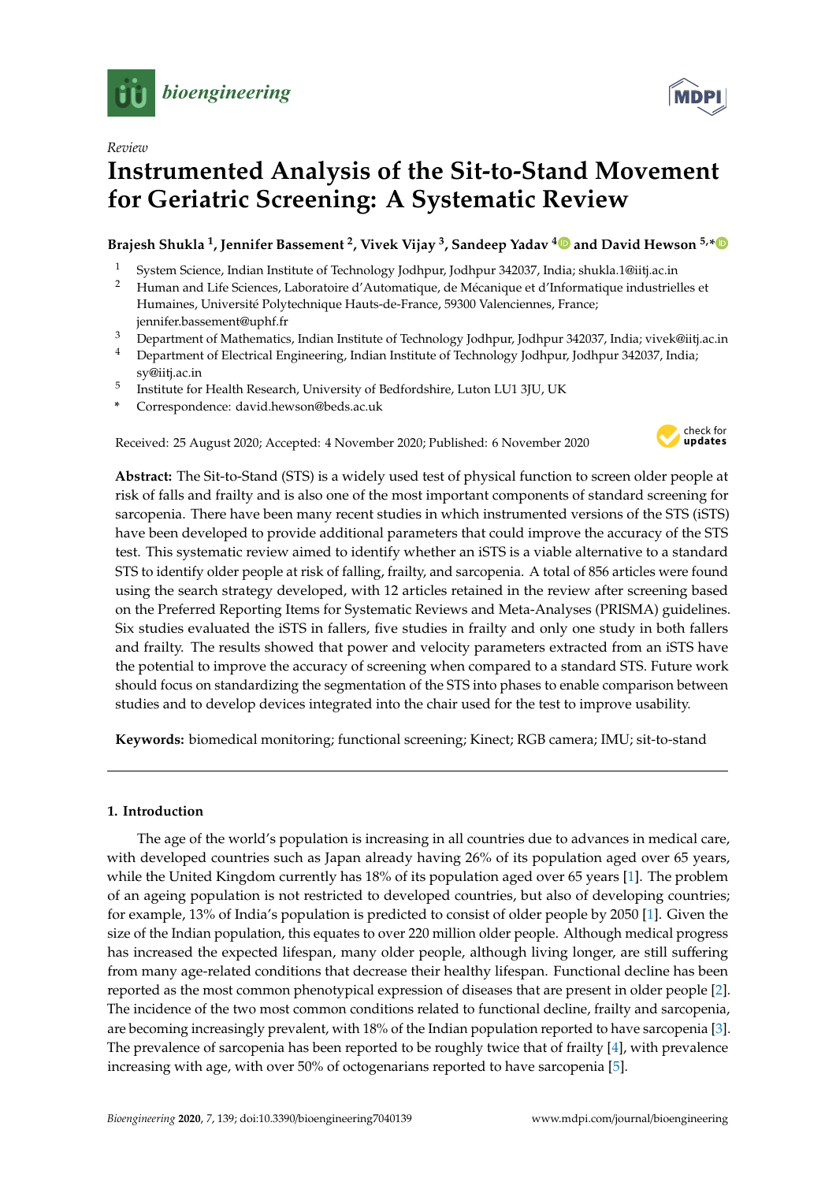*Review*

# Instrumented Analysis of the Sit-to-Stand Movement for Geriatric Screening: A Systematic Review

**Brajesh Shukla [1], Jennifer Bassement [2], Vivek Vijay [3], Sandeep Yadav [4] and David Hewson [5,*]**

[1] System Science, Indian Institute of Technology Jodhpur, Jodhpur 342037, India; shukla.1@iitj.ac.in
[2] Human and Life Sciences, Laboratoire d'Automatique, de Mécanique et d'Informatique industrielles et Humaines, Université Polytechnique Hauts-de-France, 59300 Valenciennes, France; jennifer.bassement@uphf.fr
[3] Department of Mathematics, Indian Institute of Technology Jodhpur, Jodhpur 342037, India; vivek@iitj.ac.in
[4] Department of Electrical Engineering, Indian Institute of Technology Jodhpur, Jodhpur 342037, India; sy@iitj.ac.in
[5] Institute for Health Research, University of Bedfordshire, Luton LU1 3JU, UK
\* Correspondence: david.hewson@beds.ac.uk

Received: 25 August 2020; Accepted: 4 November 2020; Published: 6 November 2020

**Abstract:** The Sit-to-Stand (STS) is a widely used test of physical function to screen older people at risk of falls and frailty and is also one of the most important components of standard screening for sarcopenia. There have been many recent studies in which instrumented versions of the STS (iSTS) have been developed to provide additional parameters that could improve the accuracy of the STS test. This systematic review aimed to identify whether an iSTS is a viable alternative to a standard STS to identify older people at risk of falling, frailty, and sarcopenia. A total of 856 articles were found using the search strategy developed, with 12 articles retained in the review after screening based on the Preferred Reporting Items for Systematic Reviews and Meta-Analyses (PRISMA) guidelines. Six studies evaluated the iSTS in fallers, five studies in frailty and only one study in both fallers and frailty. The results showed that power and velocity parameters extracted from an iSTS have the potential to improve the accuracy of screening when compared to a standard STS. Future work should focus on standardizing the segmentation of the STS into phases to enable comparison between studies and to develop devices integrated into the chair used for the test to improve usability.

**Keywords:** biomedical monitoring; functional screening; Kinect; RGB camera; IMU; sit-to-stand

## 1. Introduction

The age of the world's population is increasing in all countries due to advances in medical care, with developed countries such as Japan already having 26% of its population aged over 65 years, while the United Kingdom currently has 18% of its population aged over 65 years [1]. The problem of an ageing population is not restricted to developed countries, but also of developing countries; for example, 13% of India's population is predicted to consist of older people by 2050 [1]. Given the size of the Indian population, this equates to over 220 million older people. Although medical progress has increased the expected lifespan, many older people, although living longer, are still suffering from many age-related conditions that decrease their healthy lifespan. Functional decline has been reported as the most common phenotypical expression of diseases that are present in older people [2]. The incidence of the two most common conditions related to functional decline, frailty and sarcopenia, are becoming increasingly prevalent, with 18% of the Indian population reported to have sarcopenia [3]. The prevalence of sarcopenia has been reported to be roughly twice that of frailty [4], with prevalence increasing with age, with over 50% of octogenarians reported to have sarcopenia [5].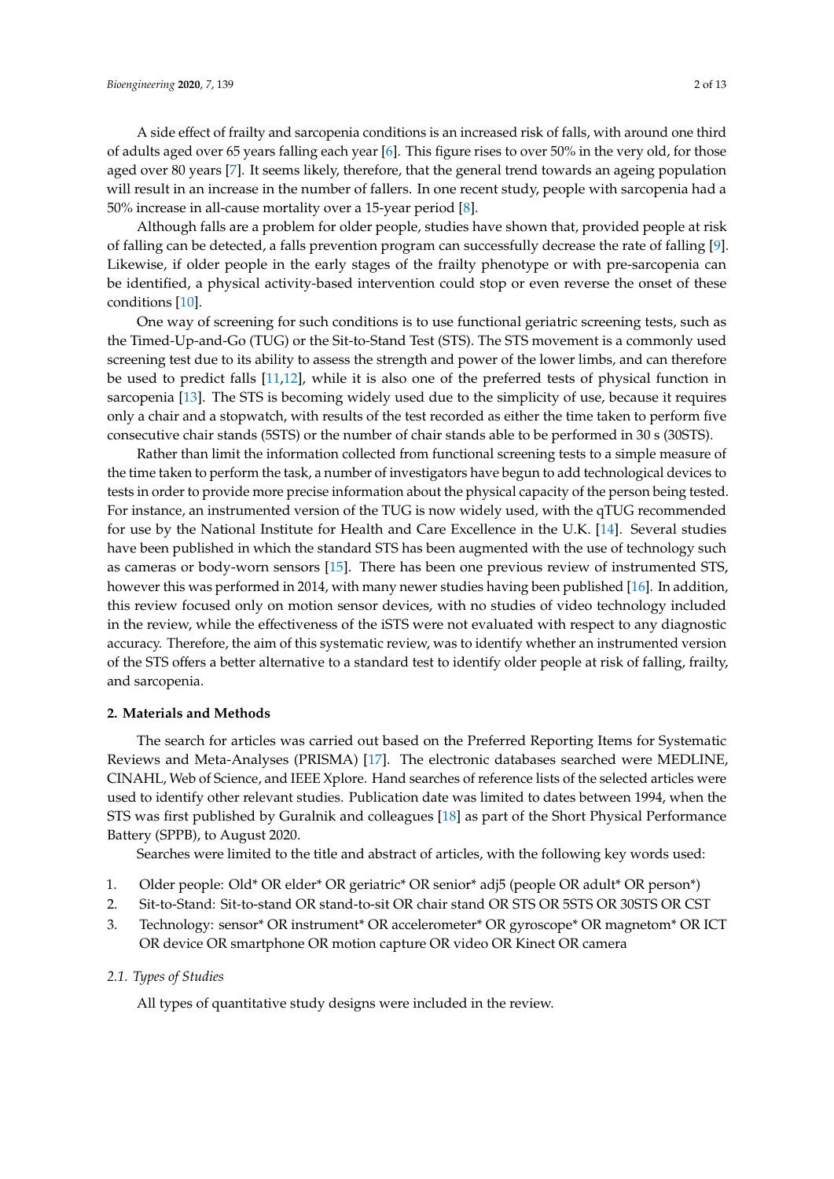A side effect of frailty and sarcopenia conditions is an increased risk of falls, with around one third of adults aged over 65 years falling each year [6]. This figure rises to over 50% in the very old, for those aged over 80 years [7]. It seems likely, therefore, that the general trend towards an ageing population will result in an increase in the number of fallers. In one recent study, people with sarcopenia had a 50% increase in all-cause mortality over a 15-year period [8].

Although falls are a problem for older people, studies have shown that, provided people at risk of falling can be detected, a falls prevention program can successfully decrease the rate of falling [9]. Likewise, if older people in the early stages of the frailty phenotype or with pre-sarcopenia can be identified, a physical activity-based intervention could stop or even reverse the onset of these conditions [10].

One way of screening for such conditions is to use functional geriatric screening tests, such as the Timed-Up-and-Go (TUG) or the Sit-to-Stand Test (STS). The STS movement is a commonly used screening test due to its ability to assess the strength and power of the lower limbs, and can therefore be used to predict falls [11,12], while it is also one of the preferred tests of physical function in sarcopenia [13]. The STS is becoming widely used due to the simplicity of use, because it requires only a chair and a stopwatch, with results of the test recorded as either the time taken to perform five consecutive chair stands (5STS) or the number of chair stands able to be performed in 30 s (30STS).

Rather than limit the information collected from functional screening tests to a simple measure of the time taken to perform the task, a number of investigators have begun to add technological devices to tests in order to provide more precise information about the physical capacity of the person being tested. For instance, an instrumented version of the TUG is now widely used, with the qTUG recommended for use by the National Institute for Health and Care Excellence in the U.K. [14]. Several studies have been published in which the standard STS has been augmented with the use of technology such as cameras or body-worn sensors [15]. There has been one previous review of instrumented STS, however this was performed in 2014, with many newer studies having been published [16]. In addition, this review focused only on motion sensor devices, with no studies of video technology included in the review, while the effectiveness of the iSTS were not evaluated with respect to any diagnostic accuracy. Therefore, the aim of this systematic review, was to identify whether an instrumented version of the STS offers a better alternative to a standard test to identify older people at risk of falling, frailty, and sarcopenia.

## 2. Materials and Methods

The search for articles was carried out based on the Preferred Reporting Items for Systematic Reviews and Meta-Analyses (PRISMA) [17]. The electronic databases searched were MEDLINE, CINAHL, Web of Science, and IEEE Xplore. Hand searches of reference lists of the selected articles were used to identify other relevant studies. Publication date was limited to dates between 1994, when the STS was first published by Guralnik and colleagues [18] as part of the Short Physical Performance Battery (SPPB), to August 2020.

Searches were limited to the title and abstract of articles, with the following key words used:

1. Older people: Old* OR elder* OR geriatric* OR senior* adj5 (people OR adult* OR person*)
2. Sit-to-Stand: Sit-to-stand OR stand-to-sit OR chair stand OR STS OR 5STS OR 30STS OR CST
3. Technology: sensor* OR instrument* OR accelerometer* OR gyroscope* OR magnetom* OR ICT OR device OR smartphone OR motion capture OR video OR Kinect OR camera

### 2.1. Types of Studies

All types of quantitative study designs were included in the review.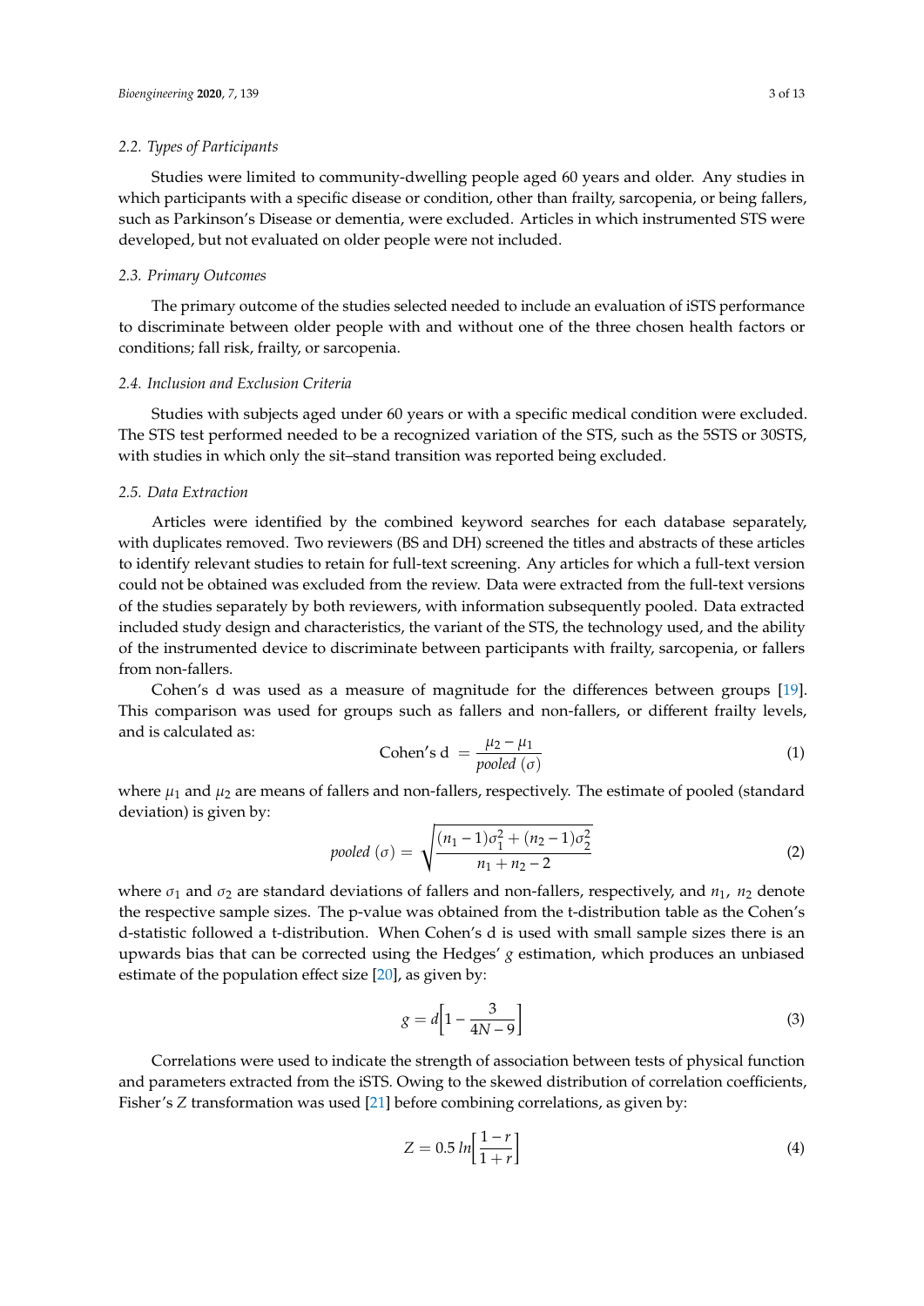### 2.2. Types of Participants

Studies were limited to community-dwelling people aged 60 years and older. Any studies in which participants with a specific disease or condition, other than frailty, sarcopenia, or being fallers, such as Parkinson's Disease or dementia, were excluded. Articles in which instrumented STS were developed, but not evaluated on older people were not included.

### 2.3. Primary Outcomes

The primary outcome of the studies selected needed to include an evaluation of iSTS performance to discriminate between older people with and without one of the three chosen health factors or conditions; fall risk, frailty, or sarcopenia.

### 2.4. Inclusion and Exclusion Criteria

Studies with subjects aged under 60 years or with a specific medical condition were excluded. The STS test performed needed to be a recognized variation of the STS, such as the 5STS or 30STS, with studies in which only the sit–stand transition was reported being excluded.

### 2.5. Data Extraction

Articles were identified by the combined keyword searches for each database separately, with duplicates removed. Two reviewers (BS and DH) screened the titles and abstracts of these articles to identify relevant studies to retain for full-text screening. Any articles for which a full-text version could not be obtained was excluded from the review. Data were extracted from the full-text versions of the studies separately by both reviewers, with information subsequently pooled. Data extracted included study design and characteristics, the variant of the STS, the technology used, and the ability of the instrumented device to discriminate between participants with frailty, sarcopenia, or fallers from non-fallers.

Cohen's d was used as a measure of magnitude for the differences between groups [19]. This comparison was used for groups such as fallers and non-fallers, or different frailty levels, and is calculated as:

$$\text{Cohen's d} = \frac{\mu_2 - \mu_1}{pooled\ (\sigma)} \tag{1}$$

where $\mu_1$ and $\mu_2$ are means of fallers and non-fallers, respectively. The estimate of pooled (standard deviation) is given by:

$$pooled\ (\sigma) = \sqrt{\frac{(n_1 - 1)\sigma_1^2 + (n_2 - 1)\sigma_2^2}{n_1 + n_2 - 2}} \tag{2}$$

where $\sigma_1$ and $\sigma_2$ are standard deviations of fallers and non-fallers, respectively, and $n_1$, $n_2$ denote the respective sample sizes. The p-value was obtained from the t-distribution table as the Cohen's d-statistic followed a t-distribution. When Cohen's d is used with small sample sizes there is an upwards bias that can be corrected using the Hedges' $g$ estimation, which produces an unbiased estimate of the population effect size [20], as given by:

$$g = d\left[1 - \frac{3}{4N - 9}\right] \tag{3}$$

Correlations were used to indicate the strength of association between tests of physical function and parameters extracted from the iSTS. Owing to the skewed distribution of correlation coefficients, Fisher's $Z$ transformation was used [21] before combining correlations, as given by:

$$Z = 0.5\, ln\left[\frac{1 - r}{1 + r}\right] \tag{4}$$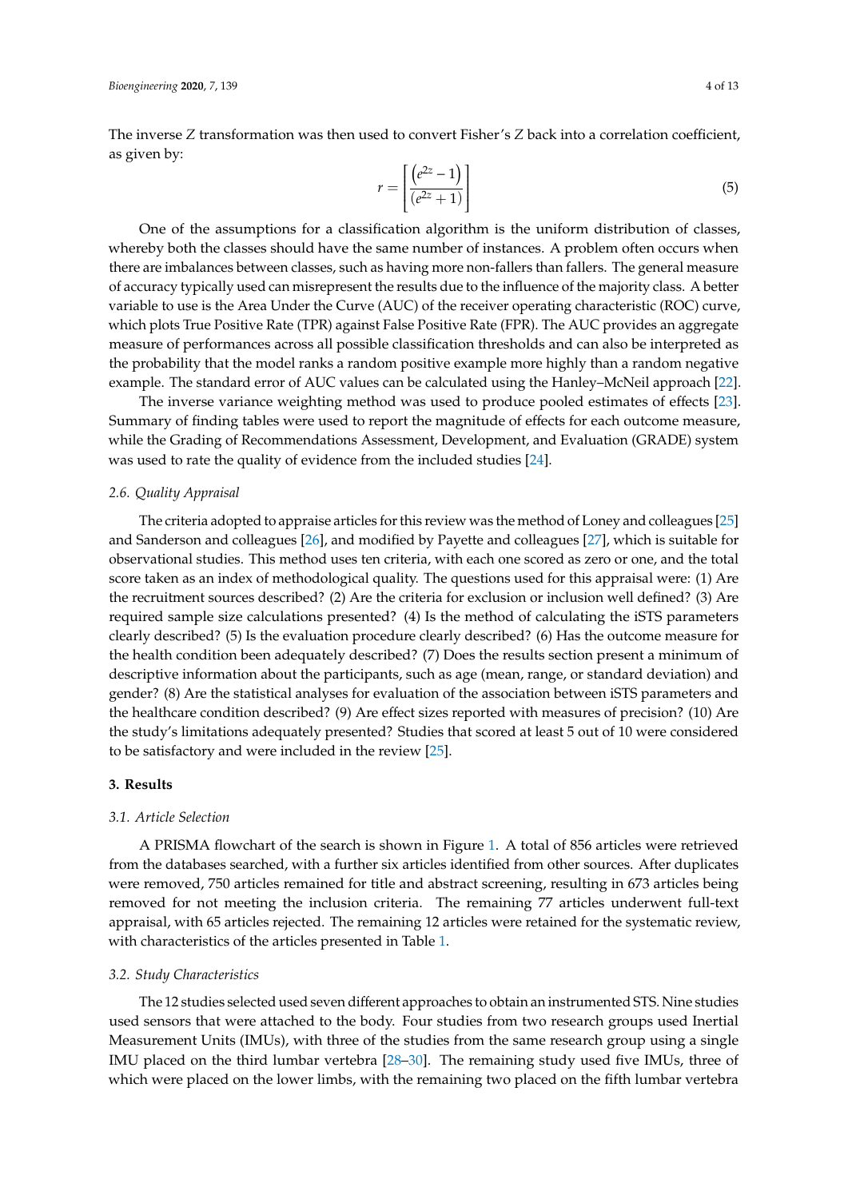The inverse $Z$ transformation was then used to convert Fisher's $Z$ back into a correlation coefficient, as given by:

$$r = \left[ \frac{\left(e^{2z} - 1\right)}{\left(e^{2z} + 1\right)} \right] \tag{5}$$

One of the assumptions for a classification algorithm is the uniform distribution of classes, whereby both the classes should have the same number of instances. A problem often occurs when there are imbalances between classes, such as having more non-fallers than fallers. The general measure of accuracy typically used can misrepresent the results due to the influence of the majority class. A better variable to use is the Area Under the Curve (AUC) of the receiver operating characteristic (ROC) curve, which plots True Positive Rate (TPR) against False Positive Rate (FPR). The AUC provides an aggregate measure of performances across all possible classification thresholds and can also be interpreted as the probability that the model ranks a random positive example more highly than a random negative example. The standard error of AUC values can be calculated using the Hanley–McNeil approach [22].

The inverse variance weighting method was used to produce pooled estimates of effects [23]. Summary of finding tables were used to report the magnitude of effects for each outcome measure, while the Grading of Recommendations Assessment, Development, and Evaluation (GRADE) system was used to rate the quality of evidence from the included studies [24].

### 2.6. Quality Appraisal

The criteria adopted to appraise articles for this review was the method of Loney and colleagues [25] and Sanderson and colleagues [26], and modified by Payette and colleagues [27], which is suitable for observational studies. This method uses ten criteria, with each one scored as zero or one, and the total score taken as an index of methodological quality. The questions used for this appraisal were: (1) Are the recruitment sources described? (2) Are the criteria for exclusion or inclusion well defined? (3) Are required sample size calculations presented? (4) Is the method of calculating the iSTS parameters clearly described? (5) Is the evaluation procedure clearly described? (6) Has the outcome measure for the health condition been adequately described? (7) Does the results section present a minimum of descriptive information about the participants, such as age (mean, range, or standard deviation) and gender? (8) Are the statistical analyses for evaluation of the association between iSTS parameters and the healthcare condition described? (9) Are effect sizes reported with measures of precision? (10) Are the study's limitations adequately presented? Studies that scored at least 5 out of 10 were considered to be satisfactory and were included in the review [25].

## 3. Results

### 3.1. Article Selection

A PRISMA flowchart of the search is shown in Figure 1. A total of 856 articles were retrieved from the databases searched, with a further six articles identified from other sources. After duplicates were removed, 750 articles remained for title and abstract screening, resulting in 673 articles being removed for not meeting the inclusion criteria. The remaining 77 articles underwent full-text appraisal, with 65 articles rejected. The remaining 12 articles were retained for the systematic review, with characteristics of the articles presented in Table 1.

### 3.2. Study Characteristics

The 12 studies selected used seven different approaches to obtain an instrumented STS. Nine studies used sensors that were attached to the body. Four studies from two research groups used Inertial Measurement Units (IMUs), with three of the studies from the same research group using a single IMU placed on the third lumbar vertebra [28–30]. The remaining study used five IMUs, three of which were placed on the lower limbs, with the remaining two placed on the fifth lumbar vertebra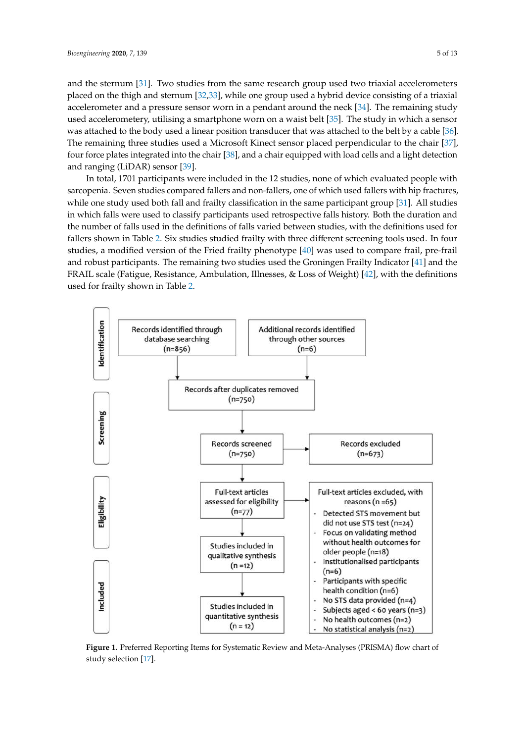and the sternum [31]. Two studies from the same research group used two triaxial accelerometers placed on the thigh and sternum [32,33], while one group used a hybrid device consisting of a triaxial accelerometer and a pressure sensor worn in a pendant around the neck [34]. The remaining study used accelerometery, utilising a smartphone worn on a waist belt [35]. The study in which a sensor was attached to the body used a linear position transducer that was attached to the belt by a cable [36]. The remaining three studies used a Microsoft Kinect sensor placed perpendicular to the chair [37], four force plates integrated into the chair [38], and a chair equipped with load cells and a light detection and ranging (LiDAR) sensor [39].

In total, 1701 participants were included in the 12 studies, none of which evaluated people with sarcopenia. Seven studies compared fallers and non-fallers, one of which used fallers with hip fractures, while one study used both fall and frailty classification in the same participant group [31]. All studies in which falls were used to classify participants used retrospective falls history. Both the duration and the number of falls used in the definitions of falls varied between studies, with the definitions used for fallers shown in Table 2. Six studies studied frailty with three different screening tools used. In four studies, a modified version of the Fried frailty phenotype [40] was used to compare frail, pre-frail and robust participants. The remaining two studies used the Groningen Frailty Indicator [41] and the FRAIL scale (Fatigue, Resistance, Ambulation, Illnesses, & Loss of Weight) [42], with the definitions used for frailty shown in Table 2.

**Identification**

- Records identified through database searching (n=856)
- Additional records identified through other sources (n=6)

**Screening**

- Records after duplicates removed (n=750)
- Records screened (n=750)
- Records excluded (n=673)

**Eligibility**

- Full-text articles assessed for eligibility (n=77)
- Full-text articles excluded, with reasons (n =65)
  - Detected STS movement but did not use STS test (n=24)
  - Focus on validating method without health outcomes for older people (n=18)
  - Institutionalised participants (n=6)
  - Participants with specific health condition (n=6)
  - No STS data provided (n=4)
  - Subjects aged < 60 years (n=3)
  - No health outcomes (n=2)
  - No statistical analysis (n=2)

**Included**

- Studies included in qualitative synthesis (n =12)
- Studies included in quantitative synthesis (n = 12)

**Figure 1.** Preferred Reporting Items for Systematic Review and Meta-Analyses (PRISMA) flow chart of study selection [17].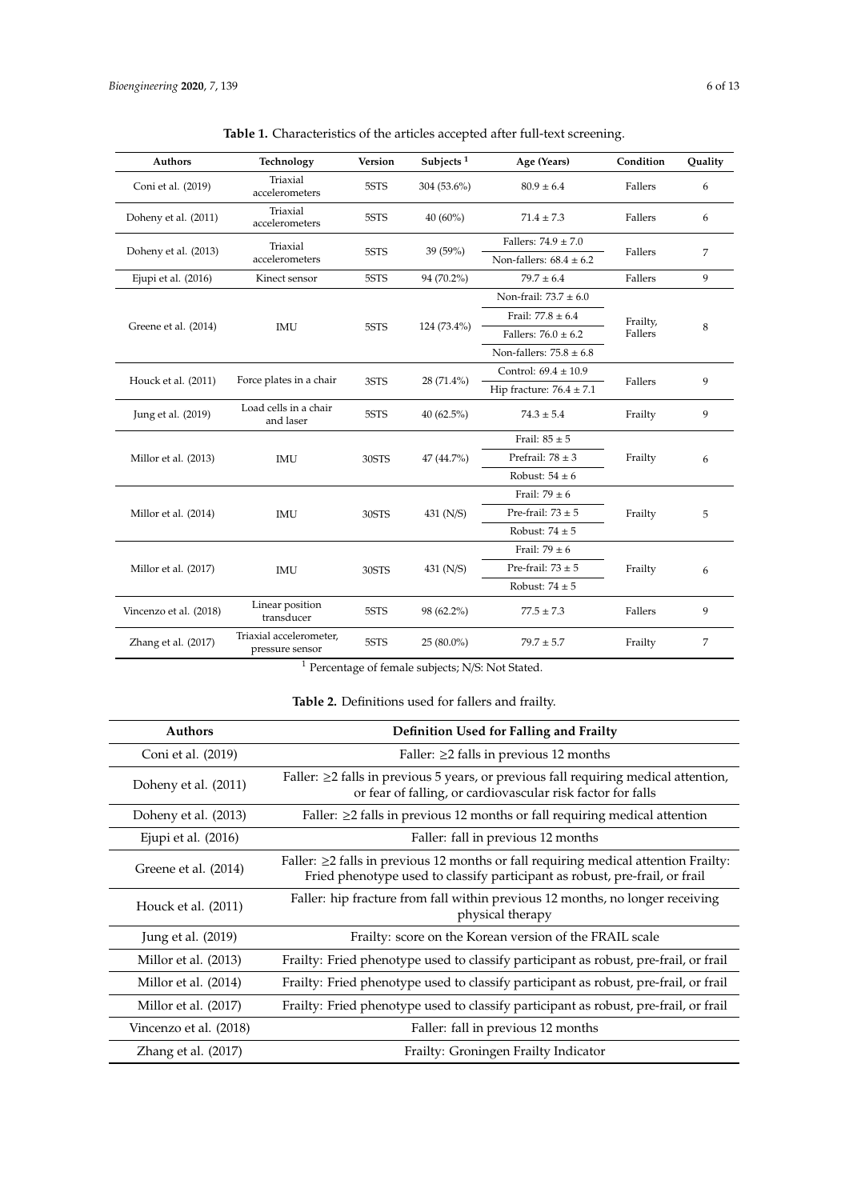**Table 1.** Characteristics of the articles accepted after full-text screening.

| Authors | Technology | Version | Subjects [1] | Age (Years) | Condition | Quality |
|---|---|---|---|---|---|---|
| Coni et al. (2019) | Triaxial accelerometers | 5STS | 304 (53.6%) | 80.9 ± 6.4 | Fallers | 6 |
| Doheny et al. (2011) | Triaxial accelerometers | 5STS | 40 (60%) | 71.4 ± 7.3 | Fallers | 6 |
| Doheny et al. (2013) | Triaxial accelerometers | 5STS | 39 (59%) | Fallers: 74.9 ± 7.0 | Fallers | 7 |
| | | | | Non-fallers: 68.4 ± 6.2 | | |
| Ejupi et al. (2016) | Kinect sensor | 5STS | 94 (70.2%) | 79.7 ± 6.4 | Fallers | 9 |
| Greene et al. (2014) | IMU | 5STS | 124 (73.4%) | Non-frail: 73.7 ± 6.0 | Frailty, Fallers | 8 |
| | | | | Frail: 77.8 ± 6.4 | | |
| | | | | Fallers: 76.0 ± 6.2 | | |
| | | | | Non-fallers: 75.8 ± 6.8 | | |
| Houck et al. (2011) | Force plates in a chair | 3STS | 28 (71.4%) | Control: 69.4 ± 10.9 | Fallers | 9 |
| | | | | Hip fracture: 76.4 ± 7.1 | | |
| Jung et al. (2019) | Load cells in a chair and laser | 5STS | 40 (62.5%) | 74.3 ± 5.4 | Frailty | 9 |
| Millor et al. (2013) | IMU | 30STS | 47 (44.7%) | Frail: 85 ± 5 | Frailty | 6 |
| | | | | Prefrail: 78 ± 3 | | |
| | | | | Robust: 54 ± 6 | | |
| Millor et al. (2014) | IMU | 30STS | 431 (N/S) | Frail: 79 ± 6 | Frailty | 5 |
| | | | | Pre-frail: 73 ± 5 | | |
| | | | | Robust: 74 ± 5 | | |
| Millor et al. (2017) | IMU | 30STS | 431 (N/S) | Frail: 79 ± 6 | Frailty | 6 |
| | | | | Pre-frail: 73 ± 5 | | |
| | | | | Robust: 74 ± 5 | | |
| Vincenzo et al. (2018) | Linear position transducer | 5STS | 98 (62.2%) | 77.5 ± 7.3 | Fallers | 9 |
| Zhang et al. (2017) | Triaxial accelerometer, pressure sensor | 5STS | 25 (80.0%) | 79.7 ± 5.7 | Frailty | 7 |

[1] Percentage of female subjects; N/S: Not Stated.

**Table 2.** Definitions used for fallers and frailty.

| Authors | Definition Used for Falling and Frailty |
|---|---|
| Coni et al. (2019) | Faller: ≥2 falls in previous 12 months |
| Doheny et al. (2011) | Faller: ≥2 falls in previous 5 years, or previous fall requiring medical attention, or fear of falling, or cardiovascular risk factor for falls |
| Doheny et al. (2013) | Faller: ≥2 falls in previous 12 months or fall requiring medical attention |
| Ejupi et al. (2016) | Faller: fall in previous 12 months |
| Greene et al. (2014) | Faller: ≥2 falls in previous 12 months or fall requiring medical attention Frailty: Fried phenotype used to classify participant as robust, pre-frail, or frail |
| Houck et al. (2011) | Faller: hip fracture from fall within previous 12 months, no longer receiving physical therapy |
| Jung et al. (2019) | Frailty: score on the Korean version of the FRAIL scale |
| Millor et al. (2013) | Frailty: Fried phenotype used to classify participant as robust, pre-frail, or frail |
| Millor et al. (2014) | Frailty: Fried phenotype used to classify participant as robust, pre-frail, or frail |
| Millor et al. (2017) | Frailty: Fried phenotype used to classify participant as robust, pre-frail, or frail |
| Vincenzo et al. (2018) | Faller: fall in previous 12 months |
| Zhang et al. (2017) | Frailty: Groningen Frailty Indicator |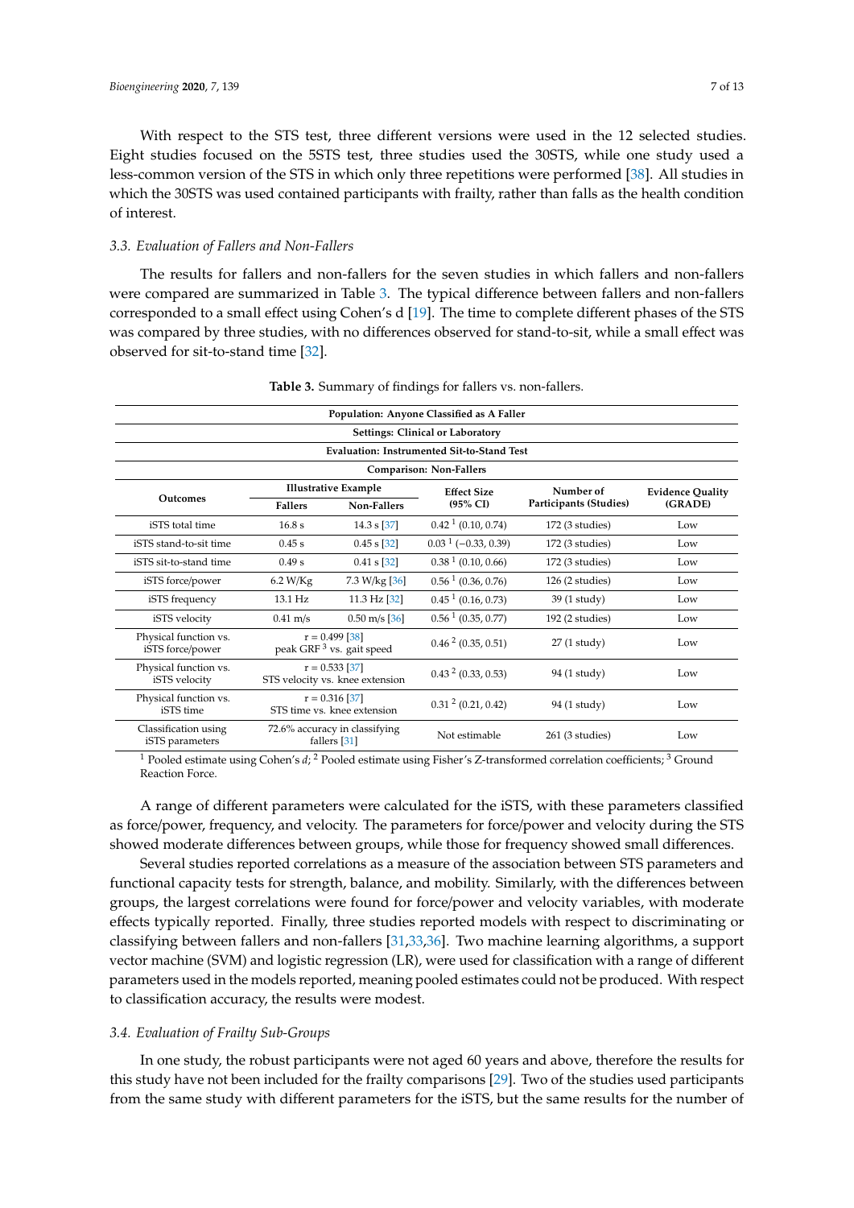With respect to the STS test, three different versions were used in the 12 selected studies. Eight studies focused on the 5STS test, three studies used the 30STS, while one study used a less-common version of the STS in which only three repetitions were performed [38]. All studies in which the 30STS was used contained participants with frailty, rather than falls as the health condition of interest.

### 3.3. Evaluation of Fallers and Non-Fallers

The results for fallers and non-fallers for the seven studies in which fallers and non-fallers were compared are summarized in Table 3. The typical difference between fallers and non-fallers corresponded to a small effect using Cohen's d [19]. The time to complete different phases of the STS was compared by three studies, with no differences observed for stand-to-sit, while a small effect was observed for sit-to-stand time [32].

**Table 3.** Summary of findings for fallers vs. non-fallers.

| **Population: Anyone Classified as A Faller** | | | | | |
|---|---|---|---|---|---|
| **Settings: Clinical or Laboratory** | | | | | |
| **Evaluation: Instrumented Sit-to-Stand Test** | | | | | |
| **Comparison: Non-Fallers** | | | | | |
| **Outcomes** | **Illustrative Example** | | **Effect Size (95% CI)** | **Number of Participants (Studies)** | **Evidence Quality (GRADE)** |
| | **Fallers** | **Non-Fallers** | | | |
| iSTS total time | 16.8 s | 14.3 s [37] | 0.42 [1] (0.10, 0.74) | 172 (3 studies) | Low |
| iSTS stand-to-sit time | 0.45 s | 0.45 s [32] | 0.03 [1] (−0.33, 0.39) | 172 (3 studies) | Low |
| iSTS sit-to-stand time | 0.49 s | 0.41 s [32] | 0.38 [1] (0.10, 0.66) | 172 (3 studies) | Low |
| iSTS force/power | 6.2 W/Kg | 7.3 W/kg [36] | 0.56 [1] (0.36, 0.76) | 126 (2 studies) | Low |
| iSTS frequency | 13.1 Hz | 11.3 Hz [32] | 0.45 [1] (0.16, 0.73) | 39 (1 study) | Low |
| iSTS velocity | 0.41 m/s | 0.50 m/s [36] | 0.56 [1] (0.35, 0.77) | 192 (2 studies) | Low |
| Physical function vs. iSTS force/power | r = 0.499 [38] peak GRF [3] vs. gait speed | | 0.46 [2] (0.35, 0.51) | 27 (1 study) | Low |
| Physical function vs. iSTS velocity | r = 0.533 [37] STS velocity vs. knee extension | | 0.43 [2] (0.33, 0.53) | 94 (1 study) | Low |
| Physical function vs. iSTS time | r = 0.316 [37] STS time vs. knee extension | | 0.31 [2] (0.21, 0.42) | 94 (1 study) | Low |
| Classification using iSTS parameters | 72.6% accuracy in classifying fallers [31] | | Not estimable | 261 (3 studies) | Low |

[1] Pooled estimate using Cohen's *d*; [2] Pooled estimate using Fisher's Z-transformed correlation coefficients; [3] Ground Reaction Force.

A range of different parameters were calculated for the iSTS, with these parameters classified as force/power, frequency, and velocity. The parameters for force/power and velocity during the STS showed moderate differences between groups, while those for frequency showed small differences.

Several studies reported correlations as a measure of the association between STS parameters and functional capacity tests for strength, balance, and mobility. Similarly, with the differences between groups, the largest correlations were found for force/power and velocity variables, with moderate effects typically reported. Finally, three studies reported models with respect to discriminating or classifying between fallers and non-fallers [31,33,36]. Two machine learning algorithms, a support vector machine (SVM) and logistic regression (LR), were used for classification with a range of different parameters used in the models reported, meaning pooled estimates could not be produced. With respect to classification accuracy, the results were modest.

### 3.4. Evaluation of Frailty Sub-Groups

In one study, the robust participants were not aged 60 years and above, therefore the results for this study have not been included for the frailty comparisons [29]. Two of the studies used participants from the same study with different parameters for the iSTS, but the same results for the number of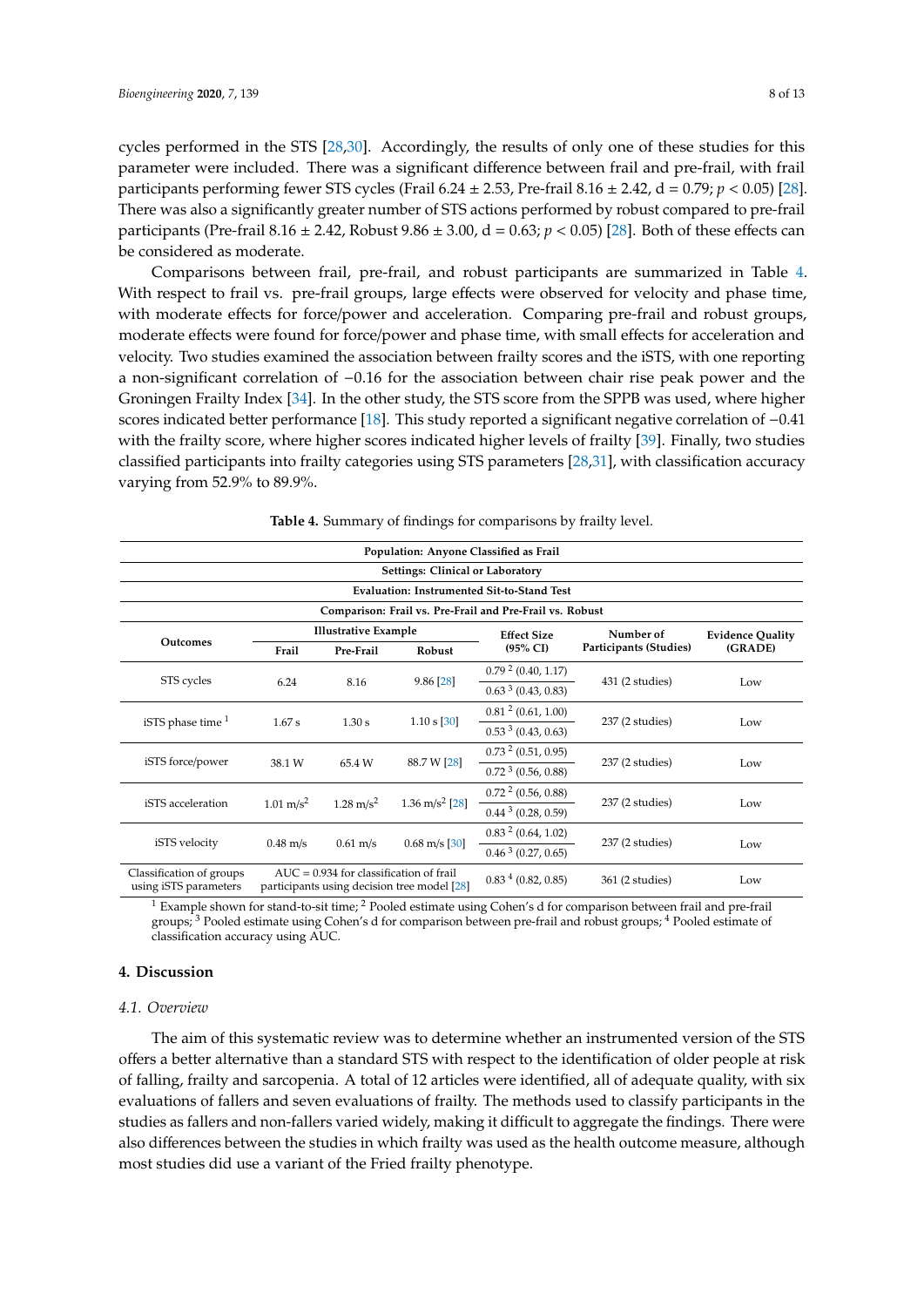cycles performed in the STS [28,30]. Accordingly, the results of only one of these studies for this parameter were included. There was a significant difference between frail and pre-frail, with frail participants performing fewer STS cycles (Frail 6.24 ± 2.53, Pre-frail 8.16 ± 2.42, d = 0.79; $p < 0.05$) [28]. There was also a significantly greater number of STS actions performed by robust compared to pre-frail participants (Pre-frail 8.16 ± 2.42, Robust 9.86 ± 3.00, d = 0.63; $p < 0.05$) [28]. Both of these effects can be considered as moderate.

Comparisons between frail, pre-frail, and robust participants are summarized in Table 4. With respect to frail vs. pre-frail groups, large effects were observed for velocity and phase time, with moderate effects for force/power and acceleration. Comparing pre-frail and robust groups, moderate effects were found for force/power and phase time, with small effects for acceleration and velocity. Two studies examined the association between frailty scores and the iSTS, with one reporting a non-significant correlation of −0.16 for the association between chair rise peak power and the Groningen Frailty Index [34]. In the other study, the STS score from the SPPB was used, where higher scores indicated better performance [18]. This study reported a significant negative correlation of −0.41 with the frailty score, where higher scores indicated higher levels of frailty [39]. Finally, two studies classified participants into frailty categories using STS parameters [28,31], with classification accuracy varying from 52.9% to 89.9%.

**Table 4.** Summary of findings for comparisons by frailty level.

| Population: Anyone Classified as Frail | | | | | | |
|---|---|---|---|---|---|---|
| Settings: Clinical or Laboratory | | | | | | |
| Evaluation: Instrumented Sit-to-Stand Test | | | | | | |
| Comparison: Frail vs. Pre-Frail and Pre-Frail vs. Robust | | | | | | |
| Outcomes | Illustrative Example | | | Effect Size (95% CI) | Number of Participants (Studies) | Evidence Quality (GRADE) |
| | Frail | Pre-Frail | Robust | | | |
| STS cycles | 6.24 | 8.16 | 9.86 [28] | 0.79 [2] (0.40, 1.17)<br>0.63 [3] (0.43, 0.83) | 431 (2 studies) | Low |
| iSTS phase time [1] | 1.67 s | 1.30 s | 1.10 s [30] | 0.81 [2] (0.61, 1.00)<br>0.53 [3] (0.43, 0.63) | 237 (2 studies) | Low |
| iSTS force/power | 38.1 W | 65.4 W | 88.7 W [28] | 0.73 [2] (0.51, 0.95)<br>0.72 [3] (0.56, 0.88) | 237 (2 studies) | Low |
| iSTS acceleration | 1.01 $m/s^2$ | 1.28 $m/s^2$ | 1.36 $m/s^2$ [28] | 0.72 [2] (0.56, 0.88)<br>0.44 [3] (0.28, 0.59) | 237 (2 studies) | Low |
| iSTS velocity | 0.48 m/s | 0.61 m/s | 0.68 m/s [30] | 0.83 [2] (0.64, 1.02)<br>0.46 [3] (0.27, 0.65) | 237 (2 studies) | Low |
| Classification of groups using iSTS parameters | AUC = 0.934 for classification of frail participants using decision tree model [28] | | | 0.83 [4] (0.82, 0.85) | 361 (2 studies) | Low |

[1] Example shown for stand-to-sit time; [2] Pooled estimate using Cohen's d for comparison between frail and pre-frail groups; [3] Pooled estimate using Cohen's d for comparison between pre-frail and robust groups; [4] Pooled estimate of classification accuracy using AUC.

## 4. Discussion

### *4.1. Overview*

The aim of this systematic review was to determine whether an instrumented version of the STS offers a better alternative than a standard STS with respect to the identification of older people at risk of falling, frailty and sarcopenia. A total of 12 articles were identified, all of adequate quality, with six evaluations of fallers and seven evaluations of frailty. The methods used to classify participants in the studies as fallers and non-fallers varied widely, making it difficult to aggregate the findings. There were also differences between the studies in which frailty was used as the health outcome measure, although most studies did use a variant of the Fried frailty phenotype.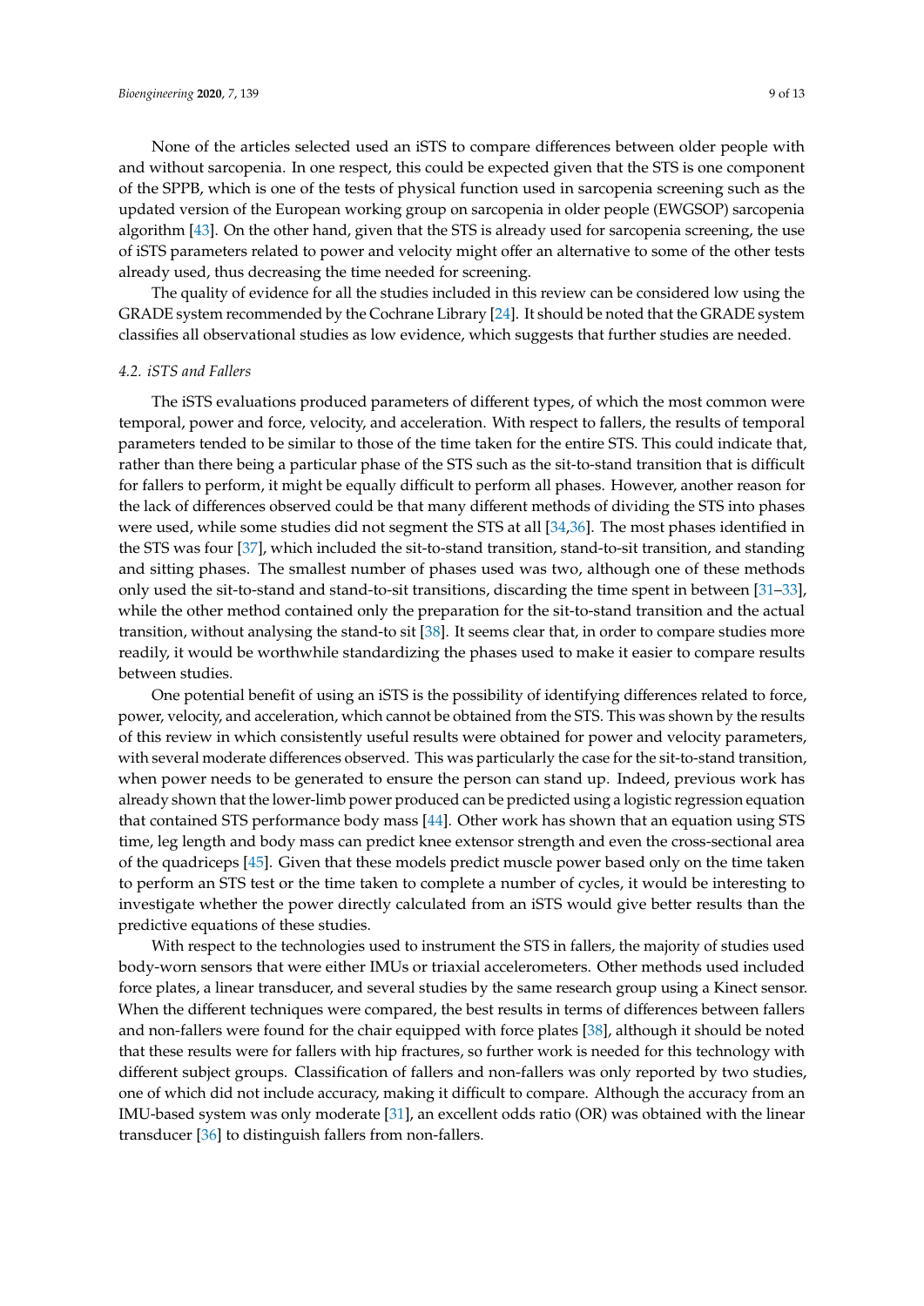None of the articles selected used an iSTS to compare differences between older people with and without sarcopenia. In one respect, this could be expected given that the STS is one component of the SPPB, which is one of the tests of physical function used in sarcopenia screening such as the updated version of the European working group on sarcopenia in older people (EWGSOP) sarcopenia algorithm [43]. On the other hand, given that the STS is already used for sarcopenia screening, the use of iSTS parameters related to power and velocity might offer an alternative to some of the other tests already used, thus decreasing the time needed for screening.

The quality of evidence for all the studies included in this review can be considered low using the GRADE system recommended by the Cochrane Library [24]. It should be noted that the GRADE system classifies all observational studies as low evidence, which suggests that further studies are needed.

### *4.2. iSTS and Fallers*

The iSTS evaluations produced parameters of different types, of which the most common were temporal, power and force, velocity, and acceleration. With respect to fallers, the results of temporal parameters tended to be similar to those of the time taken for the entire STS. This could indicate that, rather than there being a particular phase of the STS such as the sit-to-stand transition that is difficult for fallers to perform, it might be equally difficult to perform all phases. However, another reason for the lack of differences observed could be that many different methods of dividing the STS into phases were used, while some studies did not segment the STS at all [34,36]. The most phases identified in the STS was four [37], which included the sit-to-stand transition, stand-to-sit transition, and standing and sitting phases. The smallest number of phases used was two, although one of these methods only used the sit-to-stand and stand-to-sit transitions, discarding the time spent in between [31–33], while the other method contained only the preparation for the sit-to-stand transition and the actual transition, without analysing the stand-to sit [38]. It seems clear that, in order to compare studies more readily, it would be worthwhile standardizing the phases used to make it easier to compare results between studies.

One potential benefit of using an iSTS is the possibility of identifying differences related to force, power, velocity, and acceleration, which cannot be obtained from the STS. This was shown by the results of this review in which consistently useful results were obtained for power and velocity parameters, with several moderate differences observed. This was particularly the case for the sit-to-stand transition, when power needs to be generated to ensure the person can stand up. Indeed, previous work has already shown that the lower-limb power produced can be predicted using a logistic regression equation that contained STS performance body mass [44]. Other work has shown that an equation using STS time, leg length and body mass can predict knee extensor strength and even the cross-sectional area of the quadriceps [45]. Given that these models predict muscle power based only on the time taken to perform an STS test or the time taken to complete a number of cycles, it would be interesting to investigate whether the power directly calculated from an iSTS would give better results than the predictive equations of these studies.

With respect to the technologies used to instrument the STS in fallers, the majority of studies used body-worn sensors that were either IMUs or triaxial accelerometers. Other methods used included force plates, a linear transducer, and several studies by the same research group using a Kinect sensor. When the different techniques were compared, the best results in terms of differences between fallers and non-fallers were found for the chair equipped with force plates [38], although it should be noted that these results were for fallers with hip fractures, so further work is needed for this technology with different subject groups. Classification of fallers and non-fallers was only reported by two studies, one of which did not include accuracy, making it difficult to compare. Although the accuracy from an IMU-based system was only moderate [31], an excellent odds ratio (OR) was obtained with the linear transducer [36] to distinguish fallers from non-fallers.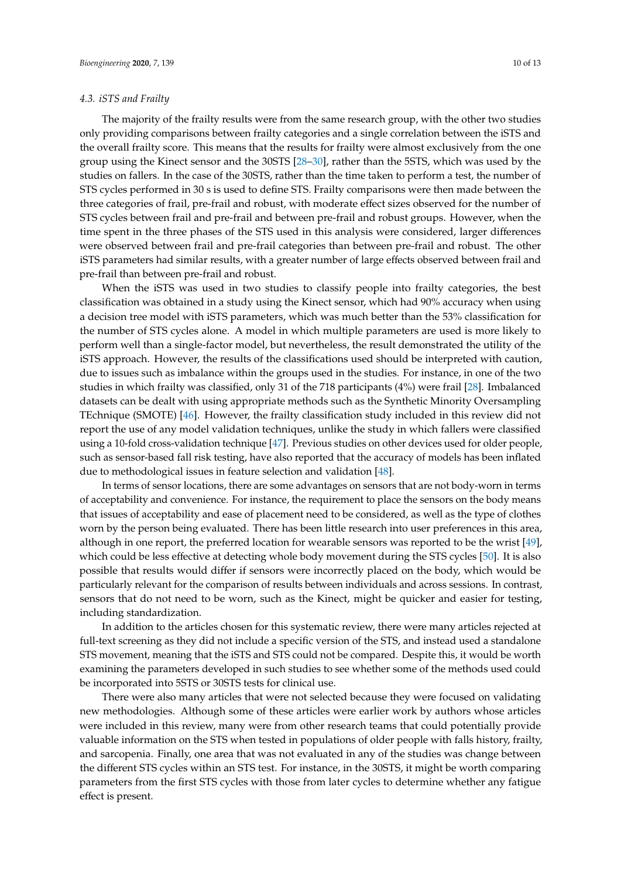### 4.3. iSTS and Frailty

The majority of the frailty results were from the same research group, with the other two studies only providing comparisons between frailty categories and a single correlation between the iSTS and the overall frailty score. This means that the results for frailty were almost exclusively from the one group using the Kinect sensor and the 30STS [28–30], rather than the 5STS, which was used by the studies on fallers. In the case of the 30STS, rather than the time taken to perform a test, the number of STS cycles performed in 30 s is used to define STS. Frailty comparisons were then made between the three categories of frail, pre-frail and robust, with moderate effect sizes observed for the number of STS cycles between frail and pre-frail and between pre-frail and robust groups. However, when the time spent in the three phases of the STS used in this analysis were considered, larger differences were observed between frail and pre-frail categories than between pre-frail and robust. The other iSTS parameters had similar results, with a greater number of large effects observed between frail and pre-frail than between pre-frail and robust.

When the iSTS was used in two studies to classify people into frailty categories, the best classification was obtained in a study using the Kinect sensor, which had 90% accuracy when using a decision tree model with iSTS parameters, which was much better than the 53% classification for the number of STS cycles alone. A model in which multiple parameters are used is more likely to perform well than a single-factor model, but nevertheless, the result demonstrated the utility of the iSTS approach. However, the results of the classifications used should be interpreted with caution, due to issues such as imbalance within the groups used in the studies. For instance, in one of the two studies in which frailty was classified, only 31 of the 718 participants (4%) were frail [28]. Imbalanced datasets can be dealt with using appropriate methods such as the Synthetic Minority Oversampling TEchnique (SMOTE) [46]. However, the frailty classification study included in this review did not report the use of any model validation techniques, unlike the study in which fallers were classified using a 10-fold cross-validation technique [47]. Previous studies on other devices used for older people, such as sensor-based fall risk testing, have also reported that the accuracy of models has been inflated due to methodological issues in feature selection and validation [48].

In terms of sensor locations, there are some advantages on sensors that are not body-worn in terms of acceptability and convenience. For instance, the requirement to place the sensors on the body means that issues of acceptability and ease of placement need to be considered, as well as the type of clothes worn by the person being evaluated. There has been little research into user preferences in this area, although in one report, the preferred location for wearable sensors was reported to be the wrist [49], which could be less effective at detecting whole body movement during the STS cycles [50]. It is also possible that results would differ if sensors were incorrectly placed on the body, which would be particularly relevant for the comparison of results between individuals and across sessions. In contrast, sensors that do not need to be worn, such as the Kinect, might be quicker and easier for testing, including standardization.

In addition to the articles chosen for this systematic review, there were many articles rejected at full-text screening as they did not include a specific version of the STS, and instead used a standalone STS movement, meaning that the iSTS and STS could not be compared. Despite this, it would be worth examining the parameters developed in such studies to see whether some of the methods used could be incorporated into 5STS or 30STS tests for clinical use.

There were also many articles that were not selected because they were focused on validating new methodologies. Although some of these articles were earlier work by authors whose articles were included in this review, many were from other research teams that could potentially provide valuable information on the STS when tested in populations of older people with falls history, frailty, and sarcopenia. Finally, one area that was not evaluated in any of the studies was change between the different STS cycles within an STS test. For instance, in the 30STS, it might be worth comparing parameters from the first STS cycles with those from later cycles to determine whether any fatigue effect is present.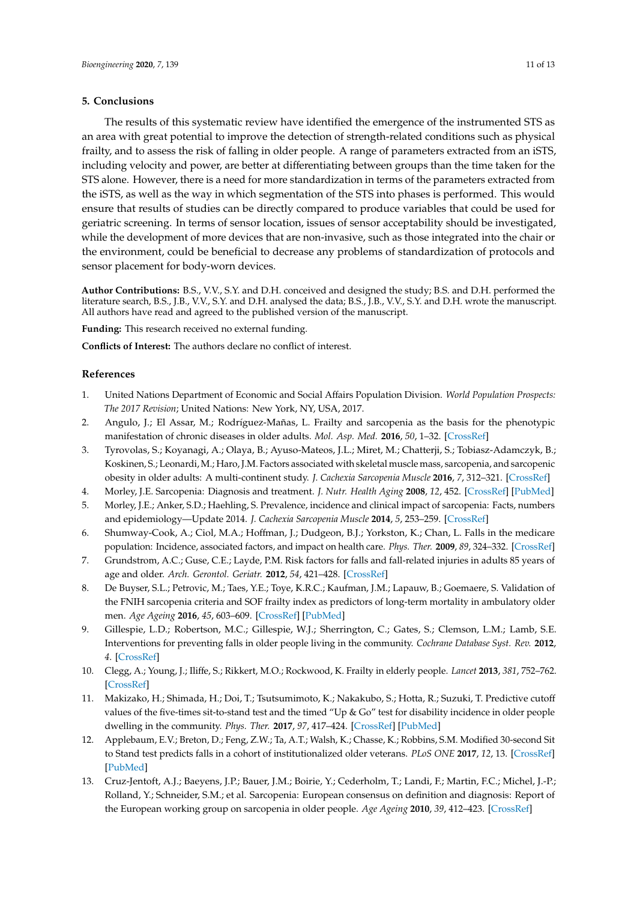## 5. Conclusions

The results of this systematic review have identified the emergence of the instrumented STS as an area with great potential to improve the detection of strength-related conditions such as physical frailty, and to assess the risk of falling in older people. A range of parameters extracted from an iSTS, including velocity and power, are better at differentiating between groups than the time taken for the STS alone. However, there is a need for more standardization in terms of the parameters extracted from the iSTS, as well as the way in which segmentation of the STS into phases is performed. This would ensure that results of studies can be directly compared to produce variables that could be used for geriatric screening. In terms of sensor location, issues of sensor acceptability should be investigated, while the development of more devices that are non-invasive, such as those integrated into the chair or the environment, could be beneficial to decrease any problems of standardization of protocols and sensor placement for body-worn devices.

**Author Contributions:** B.S., V.V., S.Y. and D.H. conceived and designed the study; B.S. and D.H. performed the literature search, B.S., J.B., V.V., S.Y. and D.H. analysed the data; B.S., J.B., V.V., S.Y. and D.H. wrote the manuscript. All authors have read and agreed to the published version of the manuscript.

**Funding:** This research received no external funding.

**Conflicts of Interest:** The authors declare no conflict of interest.

## References

1. United Nations Department of Economic and Social Affairs Population Division. *World Population Prospects: The 2017 Revision*; United Nations: New York, NY, USA, 2017.
2. Angulo, J.; El Assar, M.; Rodríguez-Mañas, L. Frailty and sarcopenia as the basis for the phenotypic manifestation of chronic diseases in older adults. *Mol. Asp. Med.* **2016**, *50*, 1–32. [CrossRef]
3. Tyrovolas, S.; Koyanagi, A.; Olaya, B.; Ayuso-Mateos, J.L.; Miret, M.; Chatterji, S.; Tobiasz-Adamczyk, B.; Koskinen, S.; Leonardi, M.; Haro, J.M. Factors associated with skeletal muscle mass, sarcopenia, and sarcopenic obesity in older adults: A multi-continent study. *J. Cachexia Sarcopenia Muscle* **2016**, *7*, 312–321. [CrossRef]
4. Morley, J.E. Sarcopenia: Diagnosis and treatment. *J. Nutr. Health Aging* **2008**, *12*, 452. [CrossRef] [PubMed]
5. Morley, J.E.; Anker, S.D.; Haehling, S. Prevalence, incidence and clinical impact of sarcopenia: Facts, numbers and epidemiology—Update 2014. *J. Cachexia Sarcopenia Muscle* **2014**, *5*, 253–259. [CrossRef]
6. Shumway-Cook, A.; Ciol, M.A.; Hoffman, J.; Dudgeon, B.J.; Yorkston, K.; Chan, L. Falls in the medicare population: Incidence, associated factors, and impact on health care. *Phys. Ther.* **2009**, *89*, 324–332. [CrossRef]
7. Grundstrom, A.C.; Guse, C.E.; Layde, P.M. Risk factors for falls and fall-related injuries in adults 85 years of age and older. *Arch. Gerontol. Geriatr.* **2012**, *54*, 421–428. [CrossRef]
8. De Buyser, S.L.; Petrovic, M.; Taes, Y.E.; Toye, K.R.C.; Kaufman, J.M.; Lapauw, B.; Goemaere, S. Validation of the FNIH sarcopenia criteria and SOF frailty index as predictors of long-term mortality in ambulatory older men. *Age Ageing* **2016**, *45*, 603–609. [CrossRef] [PubMed]
9. Gillespie, L.D.; Robertson, M.C.; Gillespie, W.J.; Sherrington, C.; Gates, S.; Clemson, L.M.; Lamb, S.E. Interventions for preventing falls in older people living in the community. *Cochrane Database Syst. Rev.* **2012**, *4*. [CrossRef]
10. Clegg, A.; Young, J.; Iliffe, S.; Rikkert, M.O.; Rockwood, K. Frailty in elderly people. *Lancet* **2013**, *381*, 752–762. [CrossRef]
11. Makizako, H.; Shimada, H.; Doi, T.; Tsutsumimoto, K.; Nakakubo, S.; Hotta, R.; Suzuki, T. Predictive cutoff values of the five-times sit-to-stand test and the timed "Up & Go" test for disability incidence in older people dwelling in the community. *Phys. Ther.* **2017**, *97*, 417–424. [CrossRef] [PubMed]
12. Applebaum, E.V.; Breton, D.; Feng, Z.W.; Ta, A.T.; Walsh, K.; Chasse, K.; Robbins, S.M. Modified 30-second Sit to Stand test predicts falls in a cohort of institutionalized older veterans. *PLoS ONE* **2017**, *12*, 13. [CrossRef] [PubMed]
13. Cruz-Jentoft, A.J.; Baeyens, J.P.; Bauer, J.M.; Boirie, Y.; Cederholm, T.; Landi, F.; Martin, F.C.; Michel, J.-P.; Rolland, Y.; Schneider, S.M.; et al. Sarcopenia: European consensus on definition and diagnosis: Report of the European working group on sarcopenia in older people. *Age Ageing* **2010**, *39*, 412–423. [CrossRef]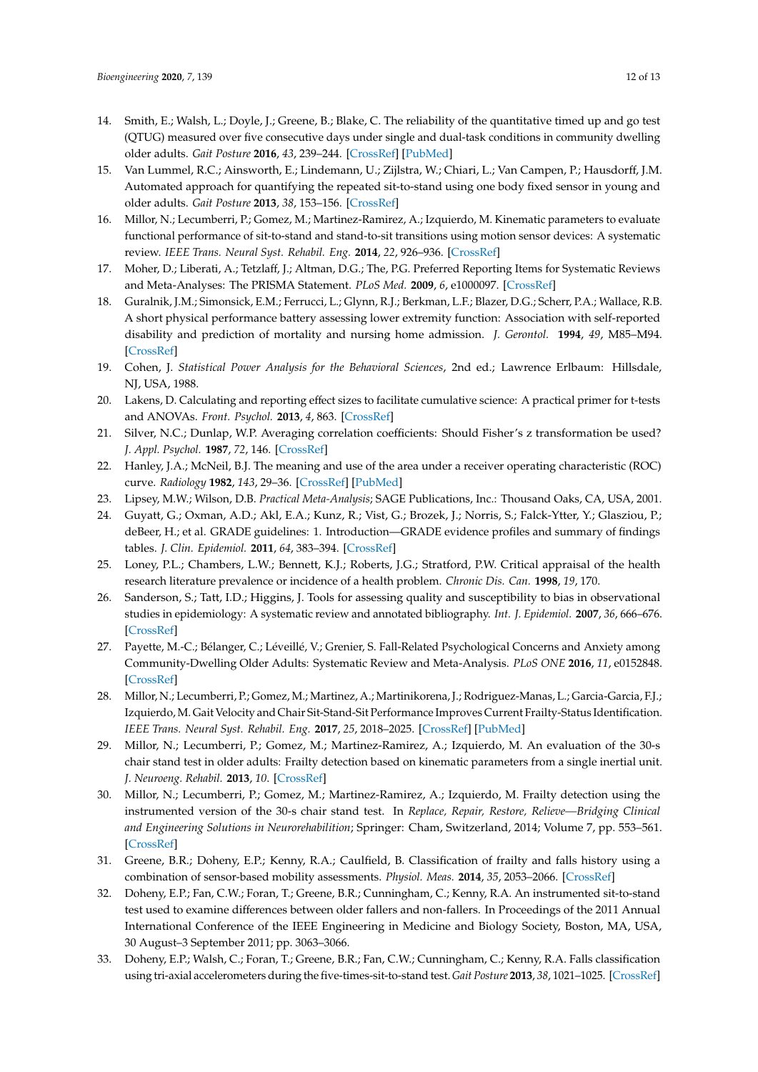14. Smith, E.; Walsh, L.; Doyle, J.; Greene, B.; Blake, C. The reliability of the quantitative timed up and go test (QTUG) measured over five consecutive days under single and dual-task conditions in community dwelling older adults. *Gait Posture* **2016**, *43*, 239–244. [CrossRef] [PubMed]
15. Van Lummel, R.C.; Ainsworth, E.; Lindemann, U.; Zijlstra, W.; Chiari, L.; Van Campen, P.; Hausdorff, J.M. Automated approach for quantifying the repeated sit-to-stand using one body fixed sensor in young and older adults. *Gait Posture* **2013**, *38*, 153–156. [CrossRef]
16. Millor, N.; Lecumberri, P.; Gomez, M.; Martinez-Ramirez, A.; Izquierdo, M. Kinematic parameters to evaluate functional performance of sit-to-stand and stand-to-sit transitions using motion sensor devices: A systematic review. *IEEE Trans. Neural Syst. Rehabil. Eng.* **2014**, *22*, 926–936. [CrossRef]
17. Moher, D.; Liberati, A.; Tetzlaff, J.; Altman, D.G.; The, P.G. Preferred Reporting Items for Systematic Reviews and Meta-Analyses: The PRISMA Statement. *PLoS Med.* **2009**, *6*, e1000097. [CrossRef]
18. Guralnik, J.M.; Simonsick, E.M.; Ferrucci, L.; Glynn, R.J.; Berkman, L.F.; Blazer, D.G.; Scherr, P.A.; Wallace, R.B. A short physical performance battery assessing lower extremity function: Association with self-reported disability and prediction of mortality and nursing home admission. *J. Gerontol.* **1994**, *49*, M85–M94. [CrossRef]
19. Cohen, J. *Statistical Power Analysis for the Behavioral Sciences*, 2nd ed.; Lawrence Erlbaum: Hillsdale, NJ, USA, 1988.
20. Lakens, D. Calculating and reporting effect sizes to facilitate cumulative science: A practical primer for t-tests and ANOVAs. *Front. Psychol.* **2013**, *4*, 863. [CrossRef]
21. Silver, N.C.; Dunlap, W.P. Averaging correlation coefficients: Should Fisher's z transformation be used? *J. Appl. Psychol.* **1987**, *72*, 146. [CrossRef]
22. Hanley, J.A.; McNeil, B.J. The meaning and use of the area under a receiver operating characteristic (ROC) curve. *Radiology* **1982**, *143*, 29–36. [CrossRef] [PubMed]
23. Lipsey, M.W.; Wilson, D.B. *Practical Meta-Analysis*; SAGE Publications, Inc.: Thousand Oaks, CA, USA, 2001.
24. Guyatt, G.; Oxman, A.D.; Akl, E.A.; Kunz, R.; Vist, G.; Brozek, J.; Norris, S.; Falck-Ytter, Y.; Glasziou, P.; deBeer, H.; et al. GRADE guidelines: 1. Introduction—GRADE evidence profiles and summary of findings tables. *J. Clin. Epidemiol.* **2011**, *64*, 383–394. [CrossRef]
25. Loney, P.L.; Chambers, L.W.; Bennett, K.J.; Roberts, J.G.; Stratford, P.W. Critical appraisal of the health research literature prevalence or incidence of a health problem. *Chronic Dis. Can.* **1998**, *19*, 170.
26. Sanderson, S.; Tatt, I.D.; Higgins, J. Tools for assessing quality and susceptibility to bias in observational studies in epidemiology: A systematic review and annotated bibliography. *Int. J. Epidemiol.* **2007**, *36*, 666–676. [CrossRef]
27. Payette, M.-C.; Bélanger, C.; Léveillé, V.; Grenier, S. Fall-Related Psychological Concerns and Anxiety among Community-Dwelling Older Adults: Systematic Review and Meta-Analysis. *PLoS ONE* **2016**, *11*, e0152848. [CrossRef]
28. Millor, N.; Lecumberri, P.; Gomez, M.; Martinez, A.; Martinikorena, J.; Rodriguez-Manas, L.; Garcia-Garcia, F.J.; Izquierdo, M. Gait Velocity and Chair Sit-Stand-Sit Performance Improves Current Frailty-Status Identification. *IEEE Trans. Neural Syst. Rehabil. Eng.* **2017**, *25*, 2018–2025. [CrossRef] [PubMed]
29. Millor, N.; Lecumberri, P.; Gomez, M.; Martinez-Ramirez, A.; Izquierdo, M. An evaluation of the 30-s chair stand test in older adults: Frailty detection based on kinematic parameters from a single inertial unit. *J. Neuroeng. Rehabil.* **2013**, *10*. [CrossRef]
30. Millor, N.; Lecumberri, P.; Gomez, M.; Martinez-Ramirez, A.; Izquierdo, M. Frailty detection using the instrumented version of the 30-s chair stand test. In *Replace, Repair, Restore, Relieve—Bridging Clinical and Engineering Solutions in Neurorehabilitation*; Springer: Cham, Switzerland, 2014; Volume 7, pp. 553–561. [CrossRef]
31. Greene, B.R.; Doheny, E.P.; Kenny, R.A.; Caulfield, B. Classification of frailty and falls history using a combination of sensor-based mobility assessments. *Physiol. Meas.* **2014**, *35*, 2053–2066. [CrossRef]
32. Doheny, E.P.; Fan, C.W.; Foran, T.; Greene, B.R.; Cunningham, C.; Kenny, R.A. An instrumented sit-to-stand test used to examine differences between older fallers and non-fallers. In Proceedings of the 2011 Annual International Conference of the IEEE Engineering in Medicine and Biology Society, Boston, MA, USA, 30 August–3 September 2011; pp. 3063–3066.
33. Doheny, E.P.; Walsh, C.; Foran, T.; Greene, B.R.; Fan, C.W.; Cunningham, C.; Kenny, R.A. Falls classification using tri-axial accelerometers during the five-times-sit-to-stand test. *Gait Posture* **2013**, *38*, 1021–1025. [CrossRef]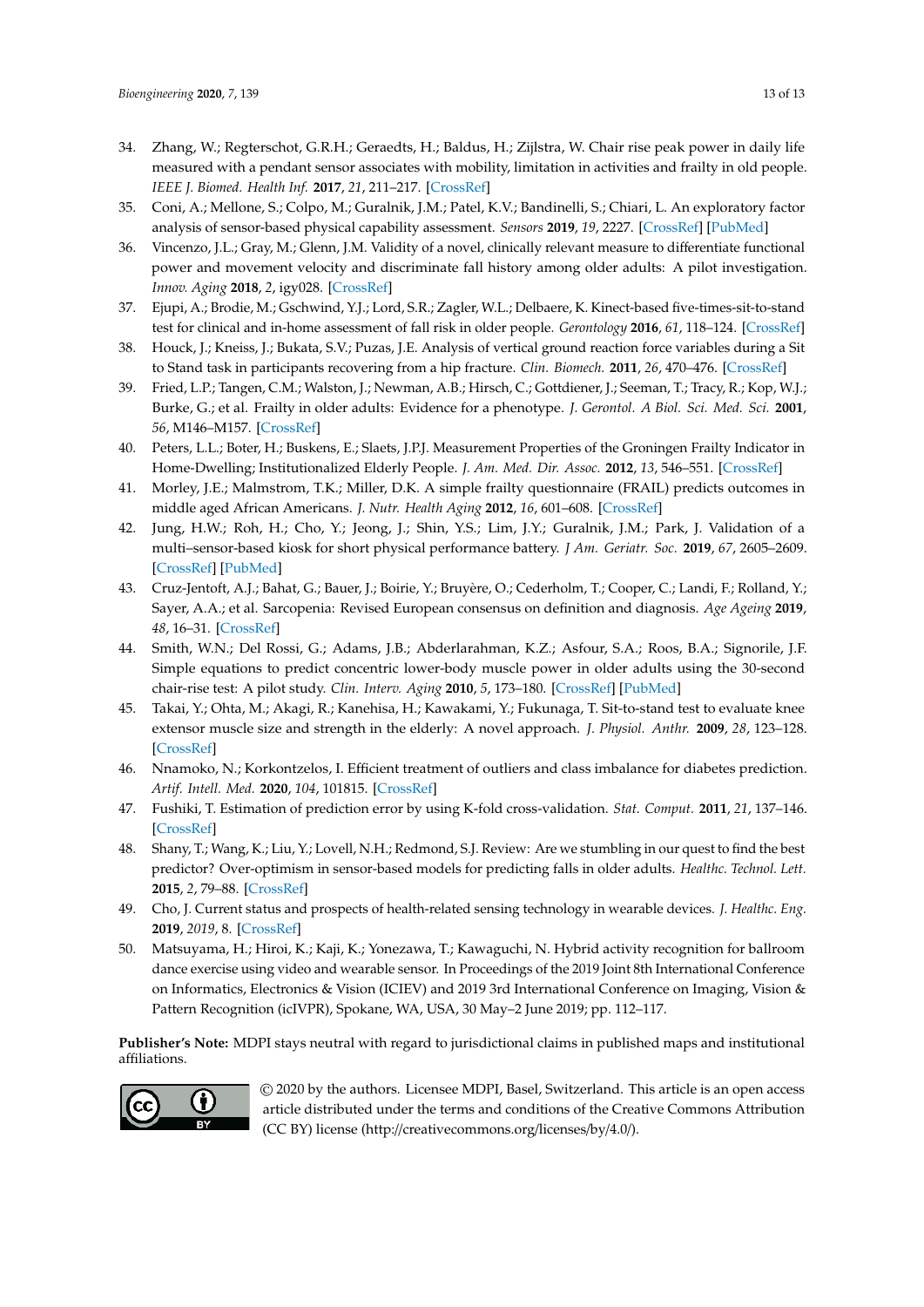34. Zhang, W.; Regterschot, G.R.H.; Geraedts, H.; Baldus, H.; Zijlstra, W. Chair rise peak power in daily life measured with a pendant sensor associates with mobility, limitation in activities and frailty in old people. *IEEE J. Biomed. Health Inf.* **2017**, *21*, 211–217. [CrossRef]
35. Coni, A.; Mellone, S.; Colpo, M.; Guralnik, J.M.; Patel, K.V.; Bandinelli, S.; Chiari, L. An exploratory factor analysis of sensor-based physical capability assessment. *Sensors* **2019**, *19*, 2227. [CrossRef] [PubMed]
36. Vincenzo, J.L.; Gray, M.; Glenn, J.M. Validity of a novel, clinically relevant measure to differentiate functional power and movement velocity and discriminate fall history among older adults: A pilot investigation. *Innov. Aging* **2018**, *2*, igy028. [CrossRef]
37. Ejupi, A.; Brodie, M.; Gschwind, Y.J.; Lord, S.R.; Zagler, W.L.; Delbaere, K. Kinect-based five-times-sit-to-stand test for clinical and in-home assessment of fall risk in older people. *Gerontology* **2016**, *61*, 118–124. [CrossRef]
38. Houck, J.; Kneiss, J.; Bukata, S.V.; Puzas, J.E. Analysis of vertical ground reaction force variables during a Sit to Stand task in participants recovering from a hip fracture. *Clin. Biomech.* **2011**, *26*, 470–476. [CrossRef]
39. Fried, L.P.; Tangen, C.M.; Walston, J.; Newman, A.B.; Hirsch, C.; Gottdiener, J.; Seeman, T.; Tracy, R.; Kop, W.J.; Burke, G.; et al. Frailty in older adults: Evidence for a phenotype. *J. Gerontol. A Biol. Sci. Med. Sci.* **2001**, *56*, M146–M157. [CrossRef]
40. Peters, L.L.; Boter, H.; Buskens, E.; Slaets, J.P.J. Measurement Properties of the Groningen Frailty Indicator in Home-Dwelling; Institutionalized Elderly People. *J. Am. Med. Dir. Assoc.* **2012**, *13*, 546–551. [CrossRef]
41. Morley, J.E.; Malmstrom, T.K.; Miller, D.K. A simple frailty questionnaire (FRAIL) predicts outcomes in middle aged African Americans. *J. Nutr. Health Aging* **2012**, *16*, 601–608. [CrossRef]
42. Jung, H.W.; Roh, H.; Cho, Y.; Jeong, J.; Shin, Y.S.; Lim, J.Y.; Guralnik, J.M.; Park, J. Validation of a multi–sensor-based kiosk for short physical performance battery. *J Am. Geriatr. Soc.* **2019**, *67*, 2605–2609. [CrossRef] [PubMed]
43. Cruz-Jentoft, A.J.; Bahat, G.; Bauer, J.; Boirie, Y.; Bruyère, O.; Cederholm, T.; Cooper, C.; Landi, F.; Rolland, Y.; Sayer, A.A.; et al. Sarcopenia: Revised European consensus on definition and diagnosis. *Age Ageing* **2019**, *48*, 16–31. [CrossRef]
44. Smith, W.N.; Del Rossi, G.; Adams, J.B.; Abderlarahman, K.Z.; Asfour, S.A.; Roos, B.A.; Signorile, J.F. Simple equations to predict concentric lower-body muscle power in older adults using the 30-second chair-rise test: A pilot study. *Clin. Interv. Aging* **2010**, *5*, 173–180. [CrossRef] [PubMed]
45. Takai, Y.; Ohta, M.; Akagi, R.; Kanehisa, H.; Kawakami, Y.; Fukunaga, T. Sit-to-stand test to evaluate knee extensor muscle size and strength in the elderly: A novel approach. *J. Physiol. Anthr.* **2009**, *28*, 123–128. [CrossRef]
46. Nnamoko, N.; Korkontzelos, I. Efficient treatment of outliers and class imbalance for diabetes prediction. *Artif. Intell. Med.* **2020**, *104*, 101815. [CrossRef]
47. Fushiki, T. Estimation of prediction error by using K-fold cross-validation. *Stat. Comput.* **2011**, *21*, 137–146. [CrossRef]
48. Shany, T.; Wang, K.; Liu, Y.; Lovell, N.H.; Redmond, S.J. Review: Are we stumbling in our quest to find the best predictor? Over-optimism in sensor-based models for predicting falls in older adults. *Healthc. Technol. Lett.* **2015**, *2*, 79–88. [CrossRef]
49. Cho, J. Current status and prospects of health-related sensing technology in wearable devices. *J. Healthc. Eng.* **2019**, *2019*, 8. [CrossRef]
50. Matsuyama, H.; Hiroi, K.; Kaji, K.; Yonezawa, T.; Kawaguchi, N. Hybrid activity recognition for ballroom dance exercise using video and wearable sensor. In Proceedings of the 2019 Joint 8th International Conference on Informatics, Electronics & Vision (ICIEV) and 2019 3rd International Conference on Imaging, Vision & Pattern Recognition (icIVPR), Spokane, WA, USA, 30 May–2 June 2019; pp. 112–117.

**Publisher's Note:** MDPI stays neutral with regard to jurisdictional claims in published maps and institutional affiliations.

© 2020 by the authors. Licensee MDPI, Basel, Switzerland. This article is an open access article distributed under the terms and conditions of the Creative Commons Attribution (CC BY) license (http://creativecommons.org/licenses/by/4.0/).